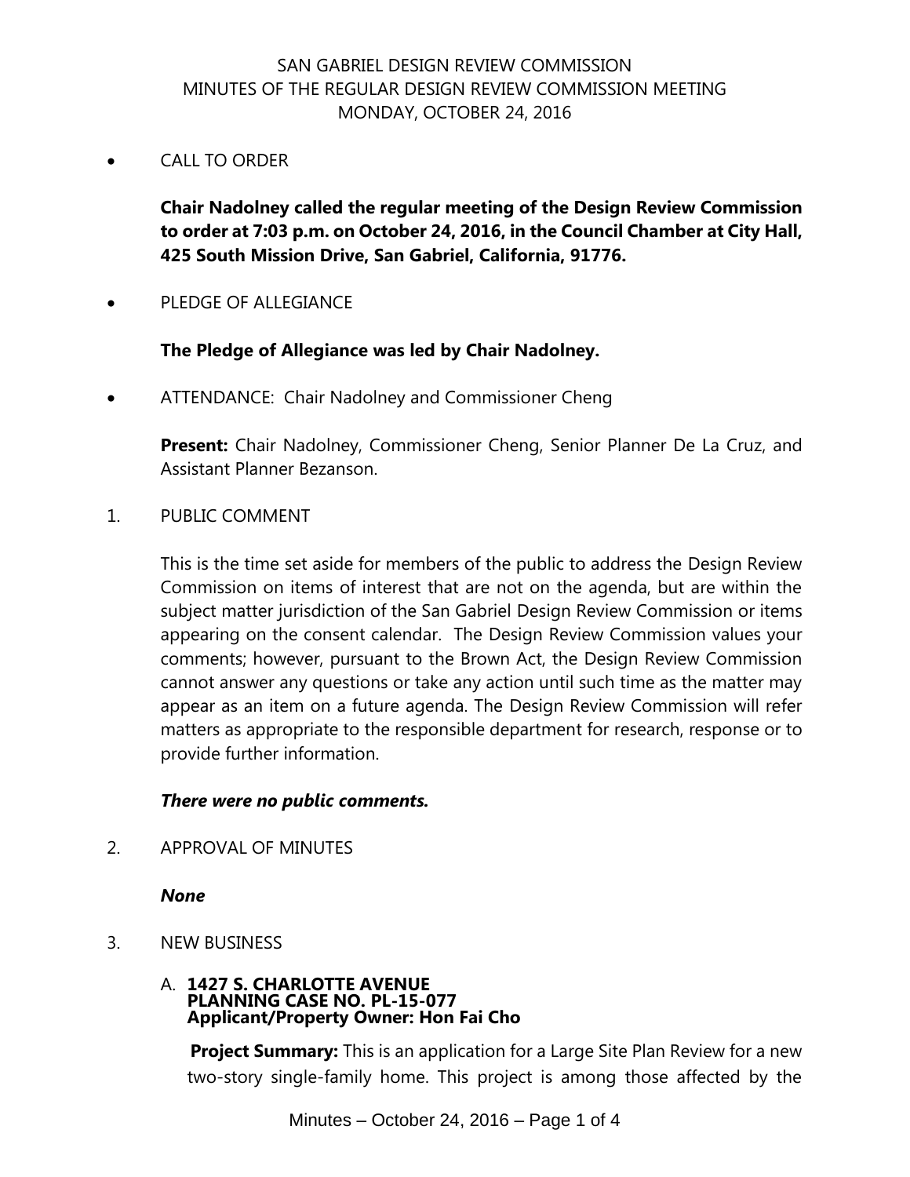# SAN GABRIEL DESIGN REVIEW COMMISSION
## MINUTES OF THE REGULAR DESIGN REVIEW COMMISSION MEETING
## MONDAY, OCTOBER 24, 2016

- CALL TO ORDER

  **Chair Nadolney called the regular meeting of the Design Review Commission to order at 7:03 p.m. on October 24, 2016, in the Council Chamber at City Hall, 425 South Mission Drive, San Gabriel, California, 91776.**

- PLEDGE OF ALLEGIANCE

  **The Pledge of Allegiance was led by Chair Nadolney.**

- ATTENDANCE: Chair Nadolney and Commissioner Cheng

  **Present:** Chair Nadolney, Commissioner Cheng, Senior Planner De La Cruz, and Assistant Planner Bezanson.

1. PUBLIC COMMENT

   This is the time set aside for members of the public to address the Design Review Commission on items of interest that are not on the agenda, but are within the subject matter jurisdiction of the San Gabriel Design Review Commission or items appearing on the consent calendar. The Design Review Commission values your comments; however, pursuant to the Brown Act, the Design Review Commission cannot answer any questions or take any action until such time as the matter may appear as an item on a future agenda. The Design Review Commission will refer matters as appropriate to the responsible department for research, response or to provide further information.

   ***There were no public comments.***

2. APPROVAL OF MINUTES

   ***None***

3. NEW BUSINESS

   A. **1427 S. CHARLOTTE AVENUE**
   **PLANNING CASE NO. PL-15-077**
   **Applicant/Property Owner: Hon Fai Cho**

   **Project Summary:** This is an application for a Large Site Plan Review for a new two-story single-family home. This project is among those affected by the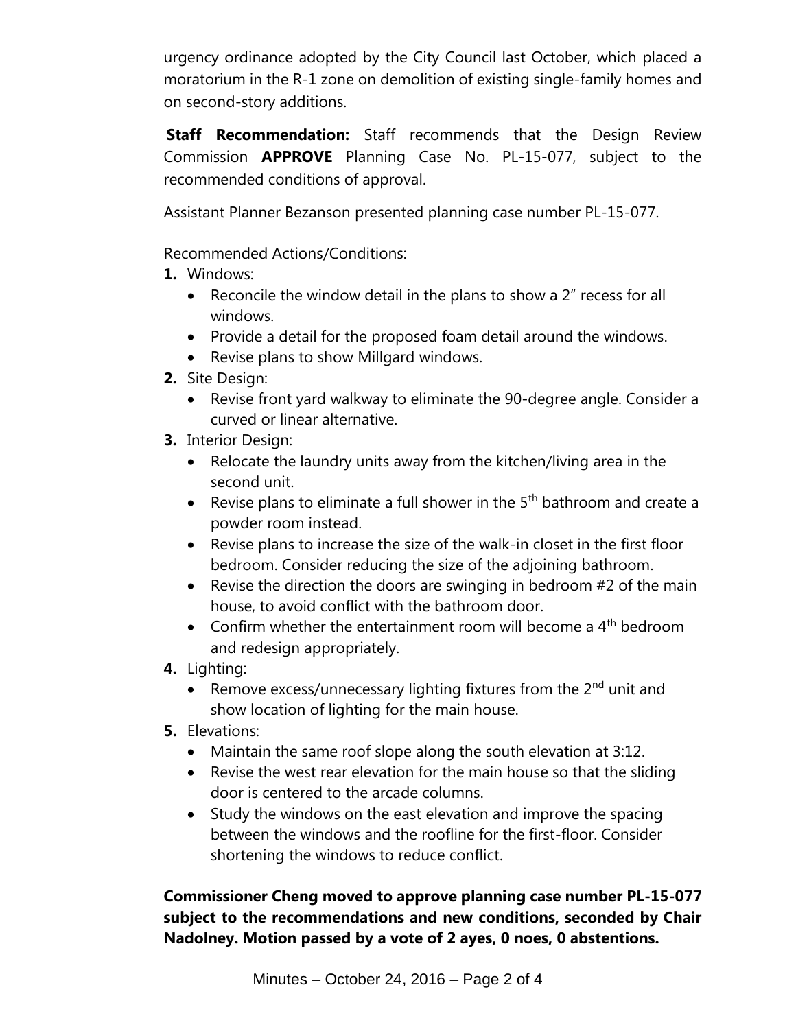urgency ordinance adopted by the City Council last October, which placed a moratorium in the R-1 zone on demolition of existing single-family homes and on second-story additions.

**Staff Recommendation:** Staff recommends that the Design Review Commission **APPROVE** Planning Case No. PL-15-077, subject to the recommended conditions of approval.

Assistant Planner Bezanson presented planning case number PL-15-077.

Recommended Actions/Conditions:

1. Windows:
   - Reconcile the window detail in the plans to show a 2" recess for all windows.
   - Provide a detail for the proposed foam detail around the windows.
   - Revise plans to show Millgard windows.
2. Site Design:
   - Revise front yard walkway to eliminate the 90-degree angle. Consider a curved or linear alternative.
3. Interior Design:
   - Relocate the laundry units away from the kitchen/living area in the second unit.
   - Revise plans to eliminate a full shower in the 5th bathroom and create a powder room instead.
   - Revise plans to increase the size of the walk-in closet in the first floor bedroom. Consider reducing the size of the adjoining bathroom.
   - Revise the direction the doors are swinging in bedroom #2 of the main house, to avoid conflict with the bathroom door.
   - Confirm whether the entertainment room will become a 4th bedroom and redesign appropriately.
4. Lighting:
   - Remove excess/unnecessary lighting fixtures from the 2nd unit and show location of lighting for the main house.
5. Elevations:
   - Maintain the same roof slope along the south elevation at 3:12.
   - Revise the west rear elevation for the main house so that the sliding door is centered to the arcade columns.
   - Study the windows on the east elevation and improve the spacing between the windows and the roofline for the first-floor. Consider shortening the windows to reduce conflict.

**Commissioner Cheng moved to approve planning case number PL-15-077 subject to the recommendations and new conditions, seconded by Chair Nadolney. Motion passed by a vote of 2 ayes, 0 noes, 0 abstentions.**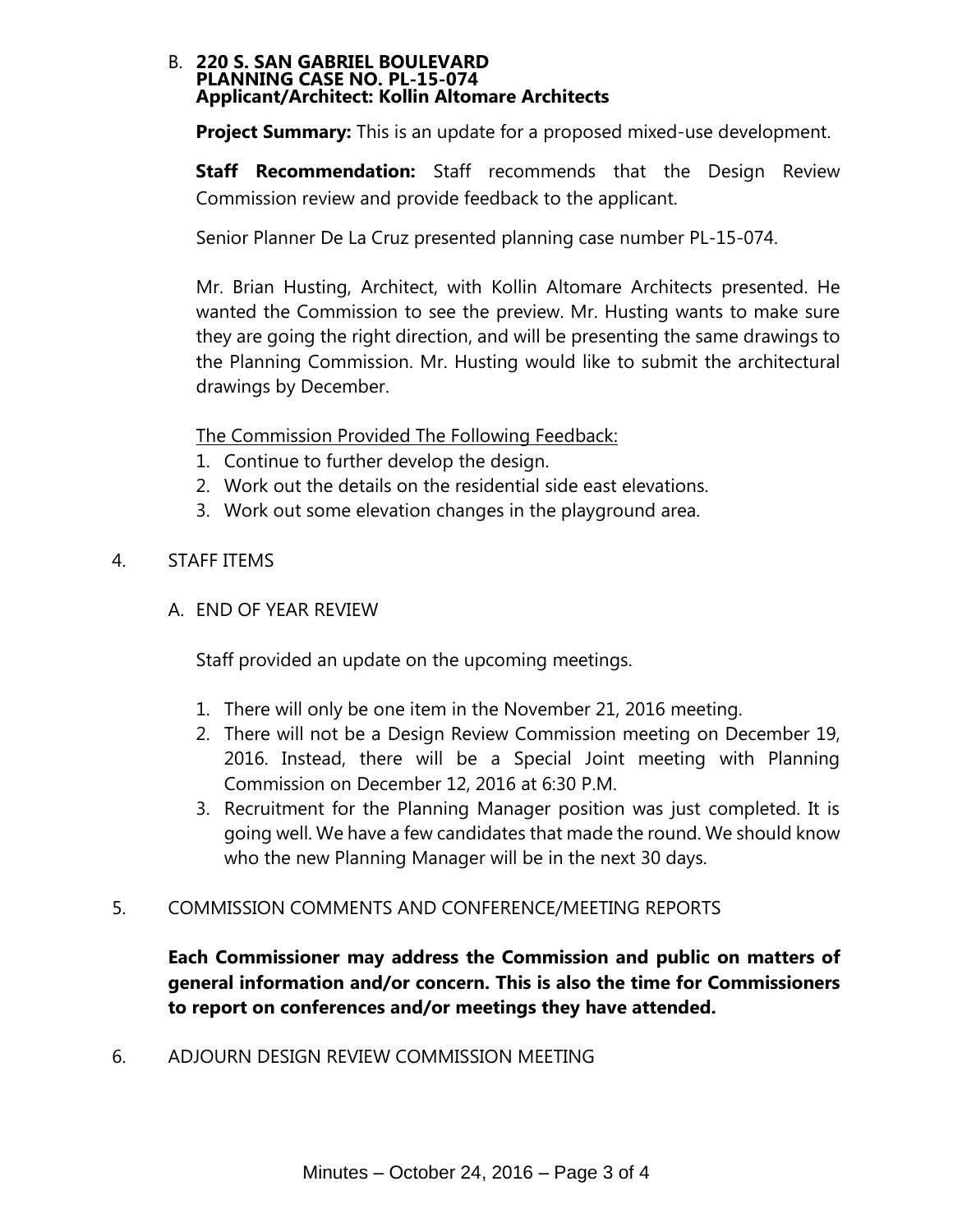B. **220 S. SAN GABRIEL BOULEVARD**
**PLANNING CASE NO. PL-15-074**
**Applicant/Architect: Kollin Altomare Architects**

**Project Summary:** This is an update for a proposed mixed-use development.

**Staff Recommendation:** Staff recommends that the Design Review Commission review and provide feedback to the applicant.

Senior Planner De La Cruz presented planning case number PL-15-074.

Mr. Brian Husting, Architect, with Kollin Altomare Architects presented. He wanted the Commission to see the preview. Mr. Husting wants to make sure they are going the right direction, and will be presenting the same drawings to the Planning Commission. Mr. Husting would like to submit the architectural drawings by December.

<u>The Commission Provided The Following Feedback:</u>

1. Continue to further develop the design.
2. Work out the details on the residential side east elevations.
3. Work out some elevation changes in the playground area.

4. STAFF ITEMS

A. END OF YEAR REVIEW

Staff provided an update on the upcoming meetings.

1. There will only be one item in the November 21, 2016 meeting.
2. There will not be a Design Review Commission meeting on December 19, 2016. Instead, there will be a Special Joint meeting with Planning Commission on December 12, 2016 at 6:30 P.M.
3. Recruitment for the Planning Manager position was just completed. It is going well. We have a few candidates that made the round. We should know who the new Planning Manager will be in the next 30 days.

5. COMMISSION COMMENTS AND CONFERENCE/MEETING REPORTS

**Each Commissioner may address the Commission and public on matters of general information and/or concern. This is also the time for Commissioners to report on conferences and/or meetings they have attended.**

6. ADJOURN DESIGN REVIEW COMMISSION MEETING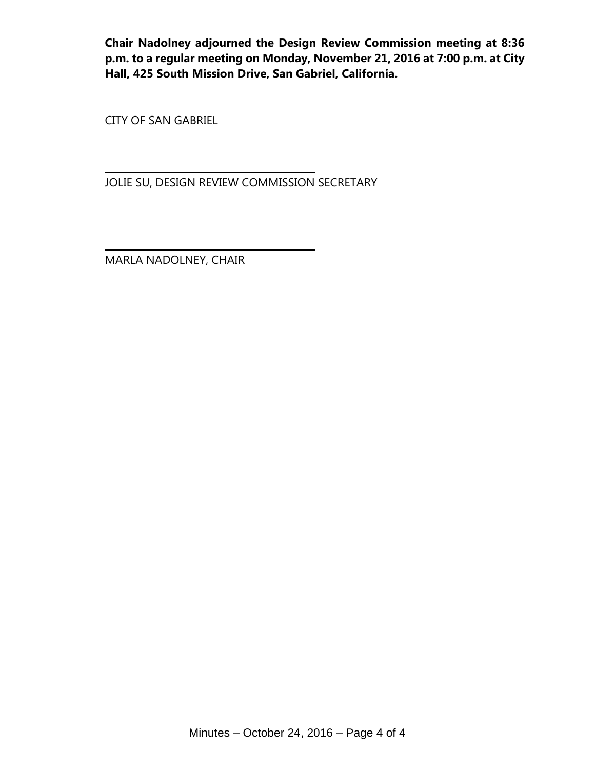**Chair Nadolney adjourned the Design Review Commission meeting at 8:36 p.m. to a regular meeting on Monday, November 21, 2016 at 7:00 p.m. at City Hall, 425 South Mission Drive, San Gabriel, California.**

CITY OF SAN GABRIEL

\_\_\_\_\_\_\_\_\_\_\_\_\_\_\_\_\_\_\_\_\_\_\_\_\_\_\_\_\_\_\_\_\_\_\_\_

JOLIE SU, DESIGN REVIEW COMMISSION SECRETARY

\_\_\_\_\_\_\_\_\_\_\_\_\_\_\_\_\_\_\_\_\_\_\_\_\_\_\_\_\_\_\_\_\_\_\_\_

MARLA NADOLNEY, CHAIR